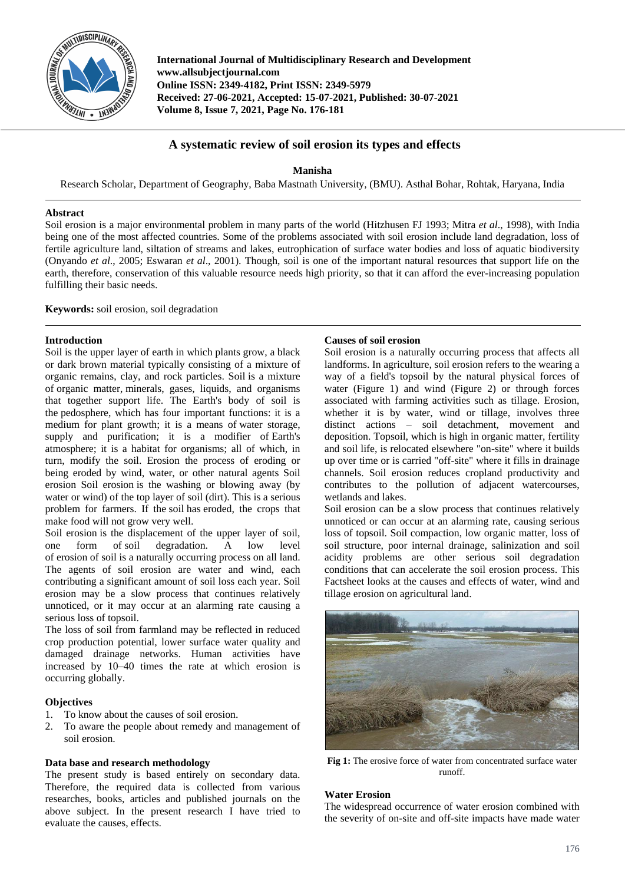International Journal of Multidisciplinary Research and Development
www.allsubjectjournal.com
Online ISSN: 2349-4182, Print ISSN: 2349-5979
Received: 27-06-2021, Accepted: 15-07-2021, Published: 30-07-2021
Volume 8, Issue 7, 2021, Page No. 176-181

# A systematic review of soil erosion its types and effects

**Manisha**

Research Scholar, Department of Geography, Baba Mastnath University, (BMU). Asthal Bohar, Rohtak, Haryana, India

## Abstract

Soil erosion is a major environmental problem in many parts of the world (Hitzhusen FJ 1993; Mitra *et al*., 1998), with India being one of the most affected countries. Some of the problems associated with soil erosion include land degradation, loss of fertile agriculture land, siltation of streams and lakes, eutrophication of surface water bodies and loss of aquatic biodiversity (Onyando *et al*., 2005; Eswaran *et al*., 2001). Though, soil is one of the important natural resources that support life on the earth, therefore, conservation of this valuable resource needs high priority, so that it can afford the ever-increasing population fulfilling their basic needs.

**Keywords:** soil erosion, soil degradation

## Introduction

Soil is the upper layer of earth in which plants grow, a black or dark brown material typically consisting of a mixture of organic remains, clay, and rock particles. Soil is a mixture of organic matter, minerals, gases, liquids, and organisms that together support life. The Earth's body of soil is the pedosphere, which has four important functions: it is a medium for plant growth; it is a means of water storage, supply and purification; it is a modifier of Earth's atmosphere; it is a habitat for organisms; all of which, in turn, modify the soil. Erosion the process of eroding or being eroded by wind, water, or other natural agents Soil erosion Soil erosion is the washing or blowing away (by water or wind) of the top layer of soil (dirt). This is a serious problem for farmers. If the soil has eroded, the crops that make food will not grow very well.

Soil erosion is the displacement of the upper layer of soil, one form of soil degradation. A low level of erosion of soil is a naturally occurring process on all land. The agents of soil erosion are water and wind, each contributing a significant amount of soil loss each year. Soil erosion may be a slow process that continues relatively unnoticed, or it may occur at an alarming rate causing a serious loss of topsoil.

The loss of soil from farmland may be reflected in reduced crop production potential, lower surface water quality and damaged drainage networks. Human activities have increased by 10–40 times the rate at which erosion is occurring globally.

## Objectives

1. To know about the causes of soil erosion.
2. To aware the people about remedy and management of soil erosion.

## Data base and research methodology

The present study is based entirely on secondary data. Therefore, the required data is collected from various researches, books, articles and published journals on the above subject. In the present research I have tried to evaluate the causes, effects.

## Causes of soil erosion

Soil erosion is a naturally occurring process that affects all landforms. In agriculture, soil erosion refers to the wearing a way of a field's topsoil by the natural physical forces of water (Figure 1) and wind (Figure 2) or through forces associated with farming activities such as tillage. Erosion, whether it is by water, wind or tillage, involves three distinct actions – soil detachment, movement and deposition. Topsoil, which is high in organic matter, fertility and soil life, is relocated elsewhere "on-site" where it builds up over time or is carried "off-site" where it fills in drainage channels. Soil erosion reduces cropland productivity and contributes to the pollution of adjacent watercourses, wetlands and lakes.

Soil erosion can be a slow process that continues relatively unnoticed or can occur at an alarming rate, causing serious loss of topsoil. Soil compaction, low organic matter, loss of soil structure, poor internal drainage, salinization and soil acidity problems are other serious soil degradation conditions that can accelerate the soil erosion process. This Factsheet looks at the causes and effects of water, wind and tillage erosion on agricultural land.

**Fig 1:** The erosive force of water from concentrated surface water runoff.

### Water Erosion

The widespread occurrence of water erosion combined with the severity of on-site and off-site impacts have made water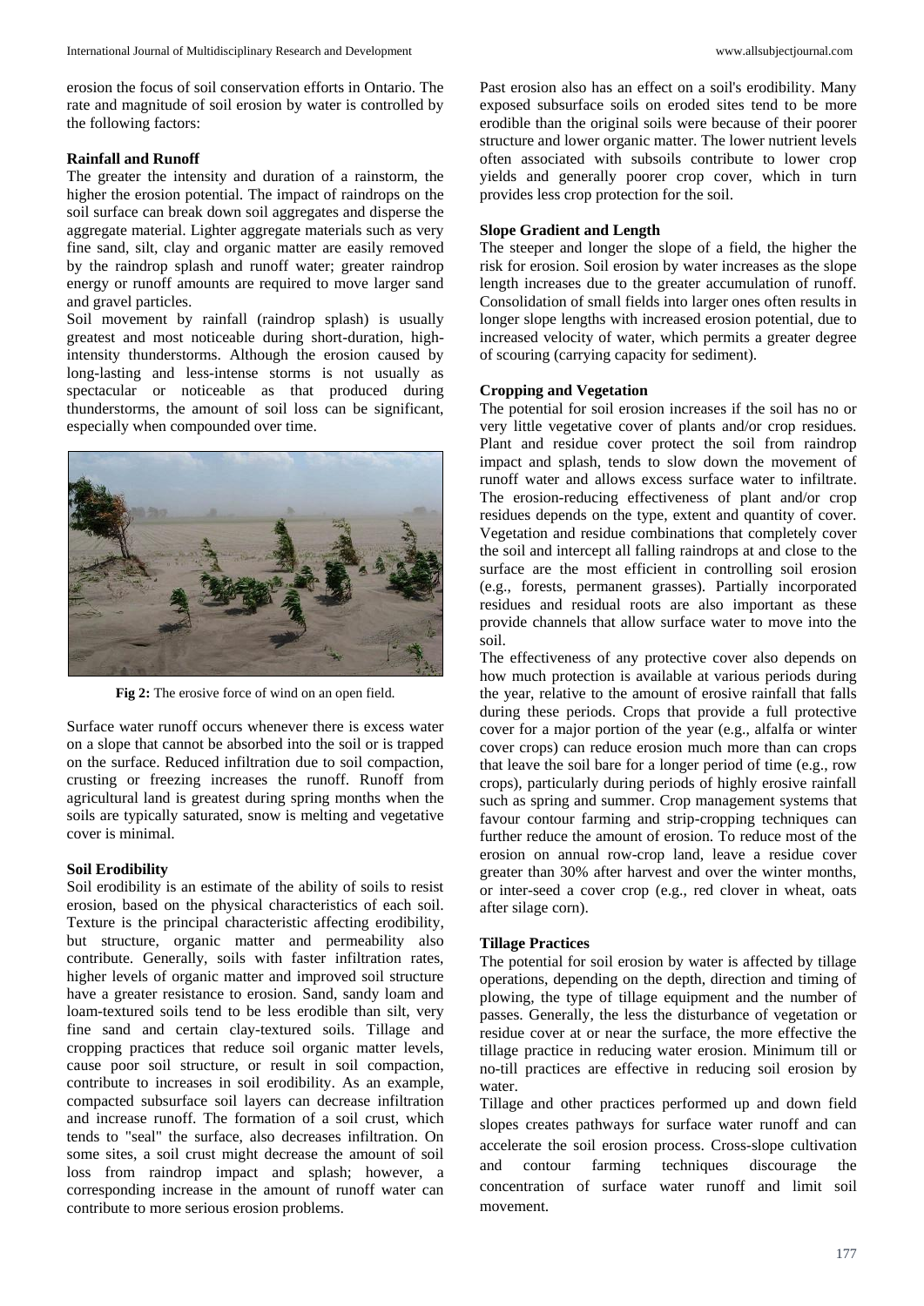erosion the focus of soil conservation efforts in Ontario. The rate and magnitude of soil erosion by water is controlled by the following factors:

**Rainfall and Runoff**

The greater the intensity and duration of a rainstorm, the higher the erosion potential. The impact of raindrops on the soil surface can break down soil aggregates and disperse the aggregate material. Lighter aggregate materials such as very fine sand, silt, clay and organic matter are easily removed by the raindrop splash and runoff water; greater raindrop energy or runoff amounts are required to move larger sand and gravel particles.

Soil movement by rainfall (raindrop splash) is usually greatest and most noticeable during short-duration, high-intensity thunderstorms. Although the erosion caused by long-lasting and less-intense storms is not usually as spectacular or noticeable as that produced during thunderstorms, the amount of soil loss can be significant, especially when compounded over time.

**Fig 2:** The erosive force of wind on an open field.

Surface water runoff occurs whenever there is excess water on a slope that cannot be absorbed into the soil or is trapped on the surface. Reduced infiltration due to soil compaction, crusting or freezing increases the runoff. Runoff from agricultural land is greatest during spring months when the soils are typically saturated, snow is melting and vegetative cover is minimal.

**Soil Erodibility**

Soil erodibility is an estimate of the ability of soils to resist erosion, based on the physical characteristics of each soil. Texture is the principal characteristic affecting erodibility, but structure, organic matter and permeability also contribute. Generally, soils with faster infiltration rates, higher levels of organic matter and improved soil structure have a greater resistance to erosion. Sand, sandy loam and loam-textured soils tend to be less erodible than silt, very fine sand and certain clay-textured soils. Tillage and cropping practices that reduce soil organic matter levels, cause poor soil structure, or result in soil compaction, contribute to increases in soil erodibility. As an example, compacted subsurface soil layers can decrease infiltration and increase runoff. The formation of a soil crust, which tends to "seal" the surface, also decreases infiltration. On some sites, a soil crust might decrease the amount of soil loss from raindrop impact and splash; however, a corresponding increase in the amount of runoff water can contribute to more serious erosion problems.

Past erosion also has an effect on a soil's erodibility. Many exposed subsurface soils on eroded sites tend to be more erodible than the original soils were because of their poorer structure and lower organic matter. The lower nutrient levels often associated with subsoils contribute to lower crop yields and generally poorer crop cover, which in turn provides less crop protection for the soil.

**Slope Gradient and Length**

The steeper and longer the slope of a field, the higher the risk for erosion. Soil erosion by water increases as the slope length increases due to the greater accumulation of runoff. Consolidation of small fields into larger ones often results in longer slope lengths with increased erosion potential, due to increased velocity of water, which permits a greater degree of scouring (carrying capacity for sediment).

**Cropping and Vegetation**

The potential for soil erosion increases if the soil has no or very little vegetative cover of plants and/or crop residues. Plant and residue cover protect the soil from raindrop impact and splash, tends to slow down the movement of runoff water and allows excess surface water to infiltrate. The erosion-reducing effectiveness of plant and/or crop residues depends on the type, extent and quantity of cover. Vegetation and residue combinations that completely cover the soil and intercept all falling raindrops at and close to the surface are the most efficient in controlling soil erosion (e.g., forests, permanent grasses). Partially incorporated residues and residual roots are also important as these provide channels that allow surface water to move into the soil.

The effectiveness of any protective cover also depends on how much protection is available at various periods during the year, relative to the amount of erosive rainfall that falls during these periods. Crops that provide a full protective cover for a major portion of the year (e.g., alfalfa or winter cover crops) can reduce erosion much more than can crops that leave the soil bare for a longer period of time (e.g., row crops), particularly during periods of highly erosive rainfall such as spring and summer. Crop management systems that favour contour farming and strip-cropping techniques can further reduce the amount of erosion. To reduce most of the erosion on annual row-crop land, leave a residue cover greater than 30% after harvest and over the winter months, or inter-seed a cover crop (e.g., red clover in wheat, oats after silage corn).

**Tillage Practices**

The potential for soil erosion by water is affected by tillage operations, depending on the depth, direction and timing of plowing, the type of tillage equipment and the number of passes. Generally, the less the disturbance of vegetation or residue cover at or near the surface, the more effective the tillage practice in reducing water erosion. Minimum till or no-till practices are effective in reducing soil erosion by water.

Tillage and other practices performed up and down field slopes creates pathways for surface water runoff and can accelerate the soil erosion process. Cross-slope cultivation and contour farming techniques discourage the concentration of surface water runoff and limit soil movement.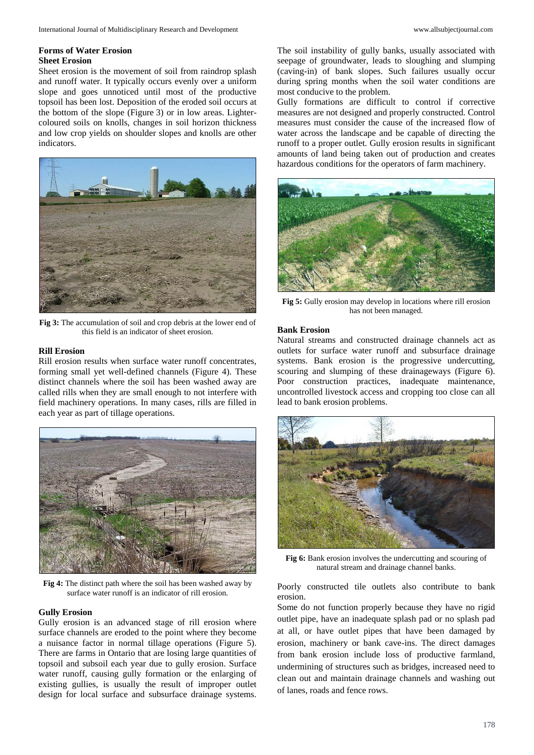## Forms of Water Erosion

### Sheet Erosion

Sheet erosion is the movement of soil from raindrop splash and runoff water. It typically occurs evenly over a uniform slope and goes unnoticed until most of the productive topsoil has been lost. Deposition of the eroded soil occurs at the bottom of the slope (Figure 3) or in low areas. Lighter-coloured soils on knolls, changes in soil horizon thickness and low crop yields on shoulder slopes and knolls are other indicators.

**Fig 3:** The accumulation of soil and crop debris at the lower end of this field is an indicator of sheet erosion.

### Rill Erosion

Rill erosion results when surface water runoff concentrates, forming small yet well-defined channels (Figure 4). These distinct channels where the soil has been washed away are called rills when they are small enough to not interfere with field machinery operations. In many cases, rills are filled in each year as part of tillage operations.

**Fig 4:** The distinct path where the soil has been washed away by surface water runoff is an indicator of rill erosion.

### Gully Erosion

Gully erosion is an advanced stage of rill erosion where surface channels are eroded to the point where they become a nuisance factor in normal tillage operations (Figure 5). There are farms in Ontario that are losing large quantities of topsoil and subsoil each year due to gully erosion. Surface water runoff, causing gully formation or the enlarging of existing gullies, is usually the result of improper outlet design for local surface and subsurface drainage systems. The soil instability of gully banks, usually associated with seepage of groundwater, leads to sloughing and slumping (caving-in) of bank slopes. Such failures usually occur during spring months when the soil water conditions are most conducive to the problem.

Gully formations are difficult to control if corrective measures are not designed and properly constructed. Control measures must consider the cause of the increased flow of water across the landscape and be capable of directing the runoff to a proper outlet. Gully erosion results in significant amounts of land being taken out of production and creates hazardous conditions for the operators of farm machinery.

**Fig 5:** Gully erosion may develop in locations where rill erosion has not been managed.

### Bank Erosion

Natural streams and constructed drainage channels act as outlets for surface water runoff and subsurface drainage systems. Bank erosion is the progressive undercutting, scouring and slumping of these drainageways (Figure 6). Poor construction practices, inadequate maintenance, uncontrolled livestock access and cropping too close can all lead to bank erosion problems.

**Fig 6:** Bank erosion involves the undercutting and scouring of natural stream and drainage channel banks.

Poorly constructed tile outlets also contribute to bank erosion.

Some do not function properly because they have no rigid outlet pipe, have an inadequate splash pad or no splash pad at all, or have outlet pipes that have been damaged by erosion, machinery or bank cave-ins. The direct damages from bank erosion include loss of productive farmland, undermining of structures such as bridges, increased need to clean out and maintain drainage channels and washing out of lanes, roads and fence rows.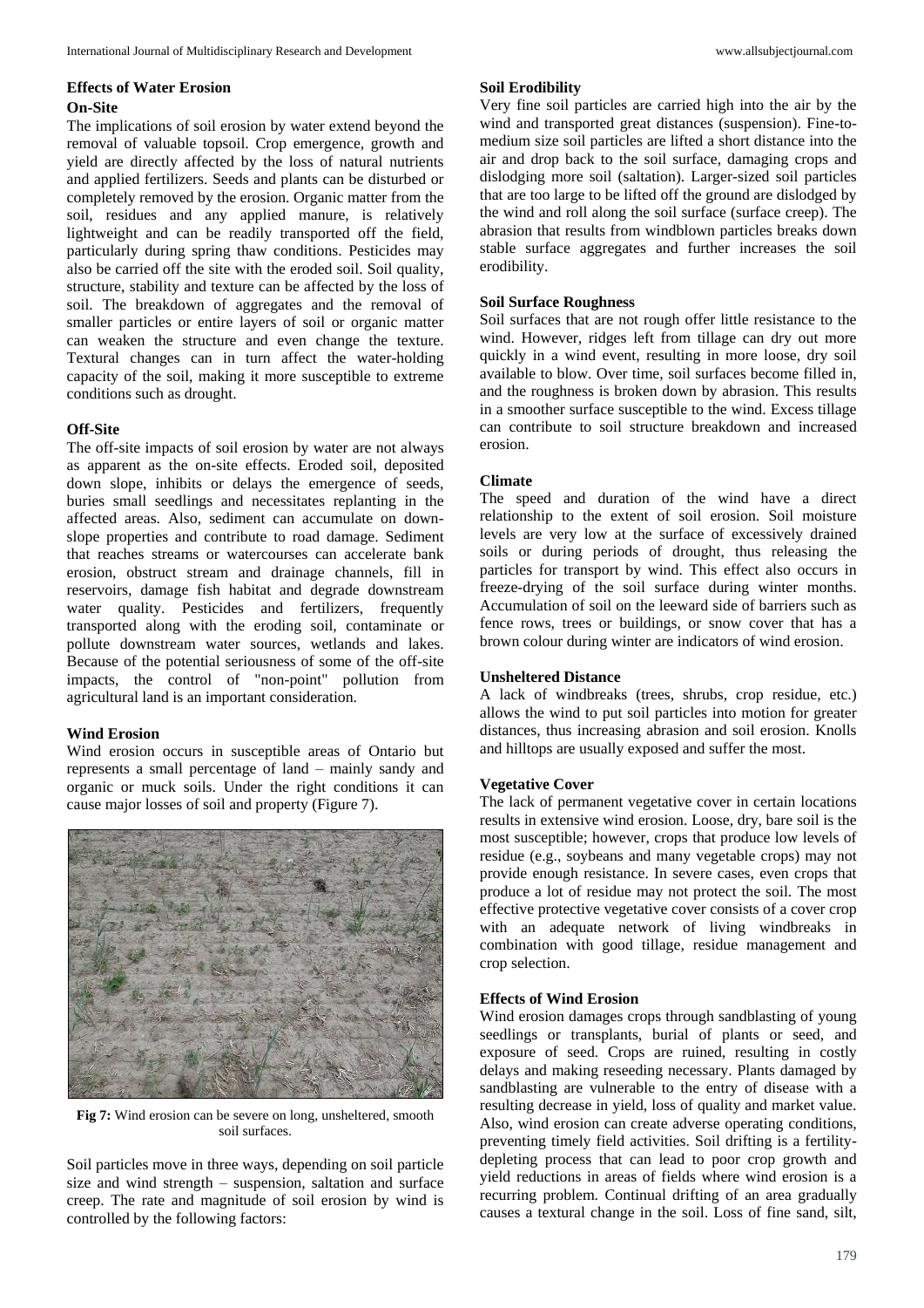### Effects of Water Erosion

#### On-Site

The implications of soil erosion by water extend beyond the removal of valuable topsoil. Crop emergence, growth and yield are directly affected by the loss of natural nutrients and applied fertilizers. Seeds and plants can be disturbed or completely removed by the erosion. Organic matter from the soil, residues and any applied manure, is relatively lightweight and can be readily transported off the field, particularly during spring thaw conditions. Pesticides may also be carried off the site with the eroded soil. Soil quality, structure, stability and texture can be affected by the loss of soil. The breakdown of aggregates and the removal of smaller particles or entire layers of soil or organic matter can weaken the structure and even change the texture. Textural changes can in turn affect the water-holding capacity of the soil, making it more susceptible to extreme conditions such as drought.

#### Off-Site

The off-site impacts of soil erosion by water are not always as apparent as the on-site effects. Eroded soil, deposited down slope, inhibits or delays the emergence of seeds, buries small seedlings and necessitates replanting in the affected areas. Also, sediment can accumulate on down-slope properties and contribute to road damage. Sediment that reaches streams or watercourses can accelerate bank erosion, obstruct stream and drainage channels, fill in reservoirs, damage fish habitat and degrade downstream water quality. Pesticides and fertilizers, frequently transported along with the eroding soil, contaminate or pollute downstream water sources, wetlands and lakes. Because of the potential seriousness of some of the off-site impacts, the control of "non-point" pollution from agricultural land is an important consideration.

### Wind Erosion

Wind erosion occurs in susceptible areas of Ontario but represents a small percentage of land – mainly sandy and organic or muck soils. Under the right conditions it can cause major losses of soil and property (Figure 7).

**Fig 7:** Wind erosion can be severe on long, unsheltered, smooth soil surfaces.

Soil particles move in three ways, depending on soil particle size and wind strength – suspension, saltation and surface creep. The rate and magnitude of soil erosion by wind is controlled by the following factors:

#### Soil Erodibility

Very fine soil particles are carried high into the air by the wind and transported great distances (suspension). Fine-to-medium size soil particles are lifted a short distance into the air and drop back to the soil surface, damaging crops and dislodging more soil (saltation). Larger-sized soil particles that are too large to be lifted off the ground are dislodged by the wind and roll along the soil surface (surface creep). The abrasion that results from windblown particles breaks down stable surface aggregates and further increases the soil erodibility.

#### Soil Surface Roughness

Soil surfaces that are not rough offer little resistance to the wind. However, ridges left from tillage can dry out more quickly in a wind event, resulting in more loose, dry soil available to blow. Over time, soil surfaces become filled in, and the roughness is broken down by abrasion. This results in a smoother surface susceptible to the wind. Excess tillage can contribute to soil structure breakdown and increased erosion.

#### Climate

The speed and duration of the wind have a direct relationship to the extent of soil erosion. Soil moisture levels are very low at the surface of excessively drained soils or during periods of drought, thus releasing the particles for transport by wind. This effect also occurs in freeze-drying of the soil surface during winter months. Accumulation of soil on the leeward side of barriers such as fence rows, trees or buildings, or snow cover that has a brown colour during winter are indicators of wind erosion.

#### Unsheltered Distance

A lack of windbreaks (trees, shrubs, crop residue, etc.) allows the wind to put soil particles into motion for greater distances, thus increasing abrasion and soil erosion. Knolls and hilltops are usually exposed and suffer the most.

#### Vegetative Cover

The lack of permanent vegetative cover in certain locations results in extensive wind erosion. Loose, dry, bare soil is the most susceptible; however, crops that produce low levels of residue (e.g., soybeans and many vegetable crops) may not provide enough resistance. In severe cases, even crops that produce a lot of residue may not protect the soil. The most effective protective vegetative cover consists of a cover crop with an adequate network of living windbreaks in combination with good tillage, residue management and crop selection.

#### Effects of Wind Erosion

Wind erosion damages crops through sandblasting of young seedlings or transplants, burial of plants or seed, and exposure of seed. Crops are ruined, resulting in costly delays and making reseeding necessary. Plants damaged by sandblasting are vulnerable to the entry of disease with a resulting decrease in yield, loss of quality and market value. Also, wind erosion can create adverse operating conditions, preventing timely field activities. Soil drifting is a fertility-depleting process that can lead to poor crop growth and yield reductions in areas of fields where wind erosion is a recurring problem. Continual drifting of an area gradually causes a textural change in the soil. Loss of fine sand, silt,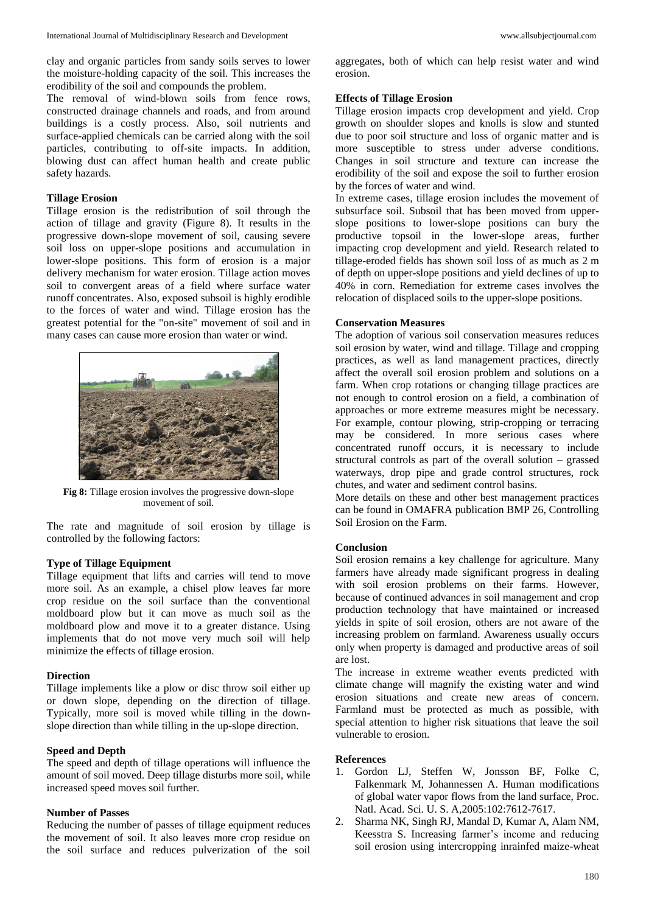clay and organic particles from sandy soils serves to lower the moisture-holding capacity of the soil. This increases the erodibility of the soil and compounds the problem.

The removal of wind-blown soils from fence rows, constructed drainage channels and roads, and from around buildings is a costly process. Also, soil nutrients and surface-applied chemicals can be carried along with the soil particles, contributing to off-site impacts. In addition, blowing dust can affect human health and create public safety hazards.

**Tillage Erosion**

Tillage erosion is the redistribution of soil through the action of tillage and gravity (Figure 8). It results in the progressive down-slope movement of soil, causing severe soil loss on upper-slope positions and accumulation in lower-slope positions. This form of erosion is a major delivery mechanism for water erosion. Tillage action moves soil to convergent areas of a field where surface water runoff concentrates. Also, exposed subsoil is highly erodible to the forces of water and wind. Tillage erosion has the greatest potential for the "on-site" movement of soil and in many cases can cause more erosion than water or wind.

**Fig 8:** Tillage erosion involves the progressive down-slope movement of soil.

The rate and magnitude of soil erosion by tillage is controlled by the following factors:

**Type of Tillage Equipment**

Tillage equipment that lifts and carries will tend to move more soil. As an example, a chisel plow leaves far more crop residue on the soil surface than the conventional moldboard plow but it can move as much soil as the moldboard plow and move it to a greater distance. Using implements that do not move very much soil will help minimize the effects of tillage erosion.

**Direction**

Tillage implements like a plow or disc throw soil either up or down slope, depending on the direction of tillage. Typically, more soil is moved while tilling in the down-slope direction than while tilling in the up-slope direction.

**Speed and Depth**

The speed and depth of tillage operations will influence the amount of soil moved. Deep tillage disturbs more soil, while increased speed moves soil further.

**Number of Passes**

Reducing the number of passes of tillage equipment reduces the movement of soil. It also leaves more crop residue on the soil surface and reduces pulverization of the soil aggregates, both of which can help resist water and wind erosion.

**Effects of Tillage Erosion**

Tillage erosion impacts crop development and yield. Crop growth on shoulder slopes and knolls is slow and stunted due to poor soil structure and loss of organic matter and is more susceptible to stress under adverse conditions. Changes in soil structure and texture can increase the erodibility of the soil and expose the soil to further erosion by the forces of water and wind.

In extreme cases, tillage erosion includes the movement of subsurface soil. Subsoil that has been moved from upper-slope positions to lower-slope positions can bury the productive topsoil in the lower-slope areas, further impacting crop development and yield. Research related to tillage-eroded fields has shown soil loss of as much as 2 m of depth on upper-slope positions and yield declines of up to 40% in corn. Remediation for extreme cases involves the relocation of displaced soils to the upper-slope positions.

**Conservation Measures**

The adoption of various soil conservation measures reduces soil erosion by water, wind and tillage. Tillage and cropping practices, as well as land management practices, directly affect the overall soil erosion problem and solutions on a farm. When crop rotations or changing tillage practices are not enough to control erosion on a field, a combination of approaches or more extreme measures might be necessary. For example, contour plowing, strip-cropping or terracing may be considered. In more serious cases where concentrated runoff occurs, it is necessary to include structural controls as part of the overall solution – grassed waterways, drop pipe and grade control structures, rock chutes, and water and sediment control basins.

More details on these and other best management practices can be found in OMAFRA publication BMP 26, Controlling Soil Erosion on the Farm.

**Conclusion**

Soil erosion remains a key challenge for agriculture. Many farmers have already made significant progress in dealing with soil erosion problems on their farms. However, because of continued advances in soil management and crop production technology that have maintained or increased yields in spite of soil erosion, others are not aware of the increasing problem on farmland. Awareness usually occurs only when property is damaged and productive areas of soil are lost.

The increase in extreme weather events predicted with climate change will magnify the existing water and wind erosion situations and create new areas of concern. Farmland must be protected as much as possible, with special attention to higher risk situations that leave the soil vulnerable to erosion.

**References**

1. Gordon LJ, Steffen W, Jonsson BF, Folke C, Falkenmark M, Johannessen A. Human modifications of global water vapor flows from the land surface, Proc. Natl. Acad. Sci. U. S. A,2005:102:7612-7617.
2. Sharma NK, Singh RJ, Mandal D, Kumar A, Alam NM, Keesstra S. Increasing farmer's income and reducing soil erosion using intercropping inrainfed maize-wheat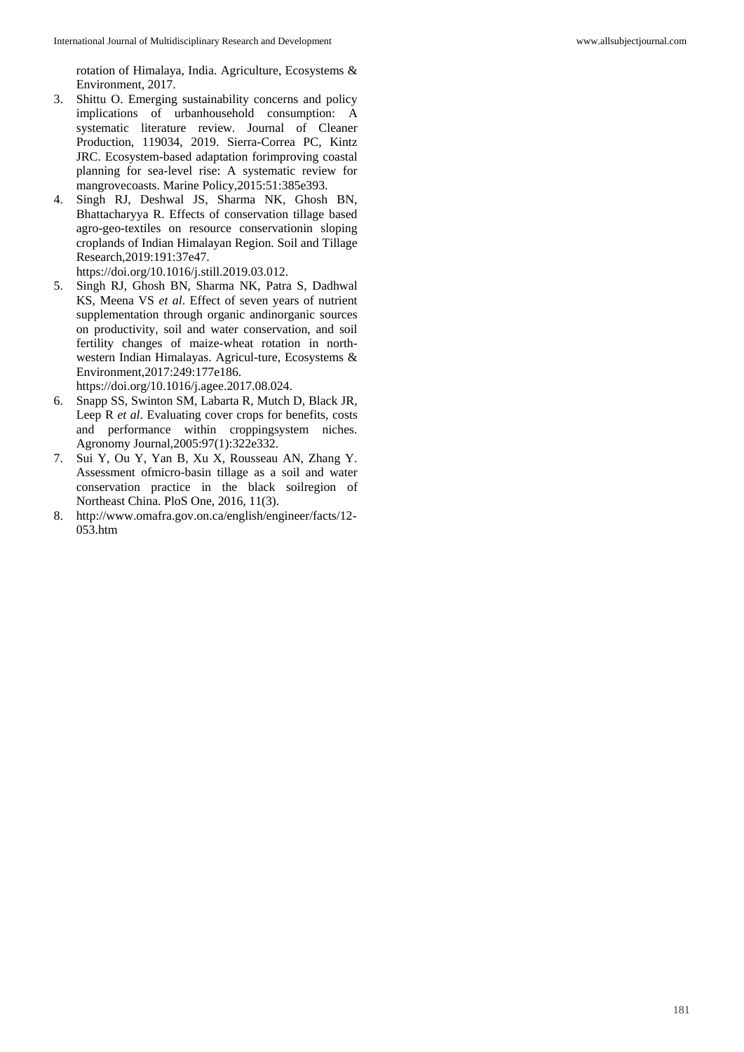rotation of Himalaya, India. Agriculture, Ecosystems & Environment, 2017.

3. Shittu O. Emerging sustainability concerns and policy implications of urbanhousehold consumption: A systematic literature review. Journal of Cleaner Production, 119034, 2019. Sierra-Correa PC, Kintz JRC. Ecosystem-based adaptation forimproving coastal planning for sea-level rise: A systematic review for mangrovecoasts. Marine Policy,2015:51:385e393.
4. Singh RJ, Deshwal JS, Sharma NK, Ghosh BN, Bhattacharyya R. Effects of conservation tillage based agro-geo-textiles on resource conservationin sloping croplands of Indian Himalayan Region. Soil and Tillage Research,2019:191:37e47. https://doi.org/10.1016/j.still.2019.03.012.
5. Singh RJ, Ghosh BN, Sharma NK, Patra S, Dadhwal KS, Meena VS *et al*. Effect of seven years of nutrient supplementation through organic andinorganic sources on productivity, soil and water conservation, and soil fertility changes of maize-wheat rotation in north-western Indian Himalayas. Agricul-ture, Ecosystems & Environment,2017:249:177e186. https://doi.org/10.1016/j.agee.2017.08.024.
6. Snapp SS, Swinton SM, Labarta R, Mutch D, Black JR, Leep R *et al*. Evaluating cover crops for benefits, costs and performance within croppingsystem niches. Agronomy Journal,2005:97(1):322e332.
7. Sui Y, Ou Y, Yan B, Xu X, Rousseau AN, Zhang Y. Assessment ofmicro-basin tillage as a soil and water conservation practice in the black soilregion of Northeast China. PloS One, 2016, 11(3).
8. http://www.omafra.gov.on.ca/english/engineer/facts/12-053.htm